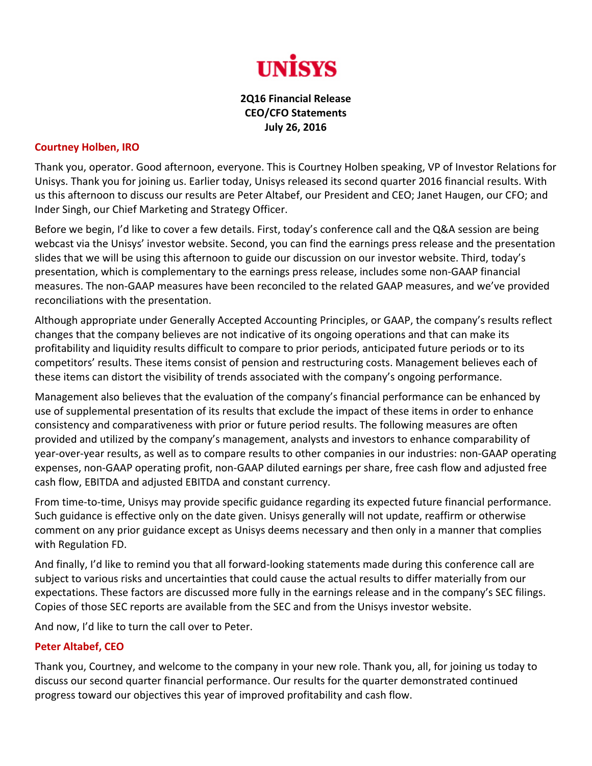# UNISYS

**2Q16 Financial Release**
**CEO/CFO Statements**
**July 26, 2016**

## Courtney Holben, IRO

Thank you, operator. Good afternoon, everyone. This is Courtney Holben speaking, VP of Investor Relations for Unisys. Thank you for joining us. Earlier today, Unisys released its second quarter 2016 financial results. With us this afternoon to discuss our results are Peter Altabef, our President and CEO; Janet Haugen, our CFO; and Inder Singh, our Chief Marketing and Strategy Officer.

Before we begin, I'd like to cover a few details. First, today's conference call and the Q&A session are being webcast via the Unisys' investor website. Second, you can find the earnings press release and the presentation slides that we will be using this afternoon to guide our discussion on our investor website. Third, today's presentation, which is complementary to the earnings press release, includes some non-GAAP financial measures. The non-GAAP measures have been reconciled to the related GAAP measures, and we've provided reconciliations with the presentation.

Although appropriate under Generally Accepted Accounting Principles, or GAAP, the company's results reflect changes that the company believes are not indicative of its ongoing operations and that can make its profitability and liquidity results difficult to compare to prior periods, anticipated future periods or to its competitors' results. These items consist of pension and restructuring costs. Management believes each of these items can distort the visibility of trends associated with the company's ongoing performance.

Management also believes that the evaluation of the company's financial performance can be enhanced by use of supplemental presentation of its results that exclude the impact of these items in order to enhance consistency and comparativeness with prior or future period results. The following measures are often provided and utilized by the company's management, analysts and investors to enhance comparability of year-over-year results, as well as to compare results to other companies in our industries: non-GAAP operating expenses, non-GAAP operating profit, non-GAAP diluted earnings per share, free cash flow and adjusted free cash flow, EBITDA and adjusted EBITDA and constant currency.

From time-to-time, Unisys may provide specific guidance regarding its expected future financial performance. Such guidance is effective only on the date given. Unisys generally will not update, reaffirm or otherwise comment on any prior guidance except as Unisys deems necessary and then only in a manner that complies with Regulation FD.

And finally, I'd like to remind you that all forward-looking statements made during this conference call are subject to various risks and uncertainties that could cause the actual results to differ materially from our expectations. These factors are discussed more fully in the earnings release and in the company's SEC filings. Copies of those SEC reports are available from the SEC and from the Unisys investor website.

And now, I'd like to turn the call over to Peter.

## Peter Altabef, CEO

Thank you, Courtney, and welcome to the company in your new role. Thank you, all, for joining us today to discuss our second quarter financial performance. Our results for the quarter demonstrated continued progress toward our objectives this year of improved profitability and cash flow.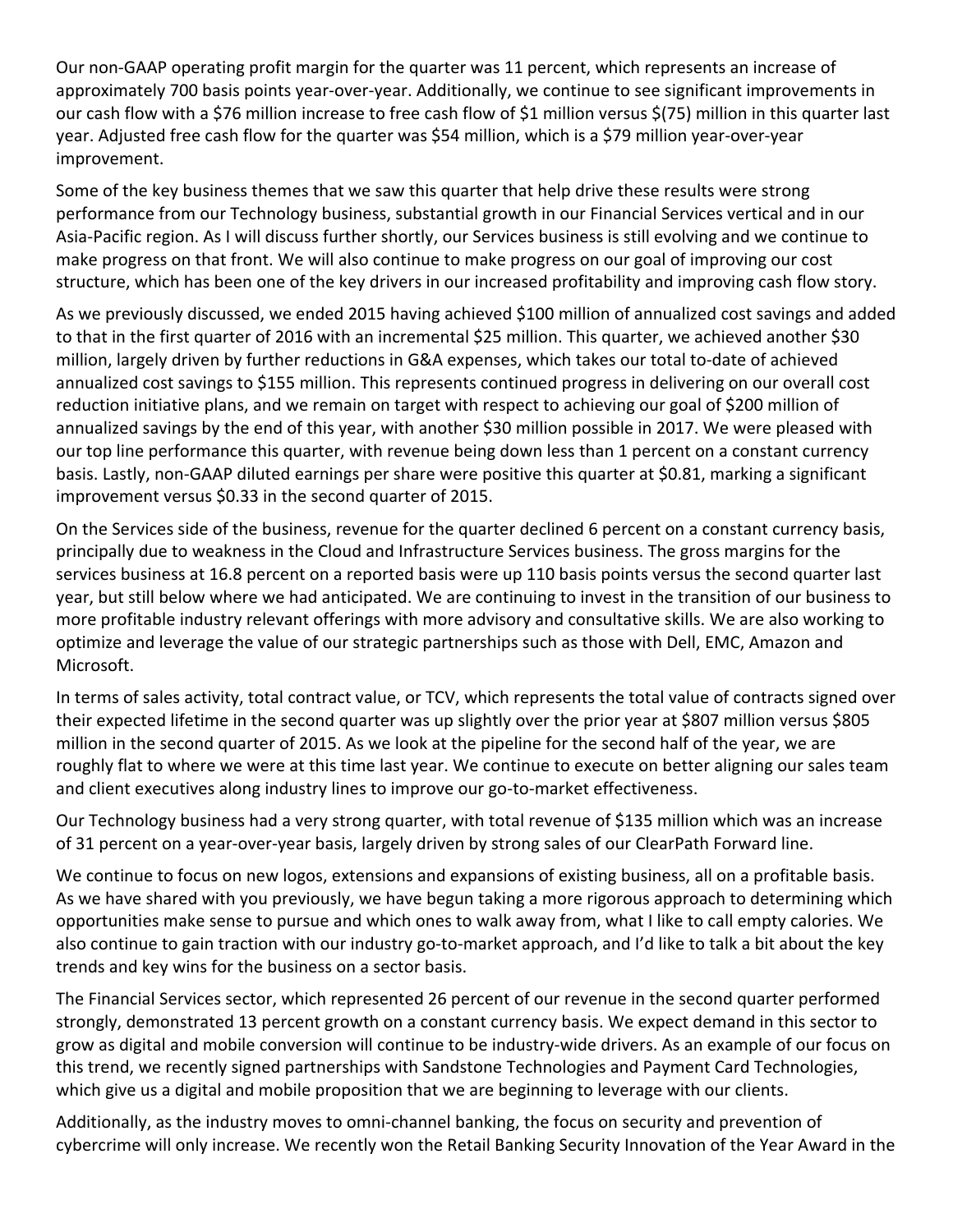Our non-GAAP operating profit margin for the quarter was 11 percent, which represents an increase of approximately 700 basis points year-over-year. Additionally, we continue to see significant improvements in our cash flow with a $76 million increase to free cash flow of $1 million versus $(75) million in this quarter last year. Adjusted free cash flow for the quarter was $54 million, which is a $79 million year-over-year improvement.

Some of the key business themes that we saw this quarter that help drive these results were strong performance from our Technology business, substantial growth in our Financial Services vertical and in our Asia-Pacific region. As I will discuss further shortly, our Services business is still evolving and we continue to make progress on that front. We will also continue to make progress on our goal of improving our cost structure, which has been one of the key drivers in our increased profitability and improving cash flow story.

As we previously discussed, we ended 2015 having achieved $100 million of annualized cost savings and added to that in the first quarter of 2016 with an incremental $25 million. This quarter, we achieved another $30 million, largely driven by further reductions in G&A expenses, which takes our total to-date of achieved annualized cost savings to $155 million. This represents continued progress in delivering on our overall cost reduction initiative plans, and we remain on target with respect to achieving our goal of $200 million of annualized savings by the end of this year, with another $30 million possible in 2017. We were pleased with our top line performance this quarter, with revenue being down less than 1 percent on a constant currency basis. Lastly, non-GAAP diluted earnings per share were positive this quarter at $0.81, marking a significant improvement versus $0.33 in the second quarter of 2015.

On the Services side of the business, revenue for the quarter declined 6 percent on a constant currency basis, principally due to weakness in the Cloud and Infrastructure Services business. The gross margins for the services business at 16.8 percent on a reported basis were up 110 basis points versus the second quarter last year, but still below where we had anticipated. We are continuing to invest in the transition of our business to more profitable industry relevant offerings with more advisory and consultative skills. We are also working to optimize and leverage the value of our strategic partnerships such as those with Dell, EMC, Amazon and Microsoft.

In terms of sales activity, total contract value, or TCV, which represents the total value of contracts signed over their expected lifetime in the second quarter was up slightly over the prior year at $807 million versus $805 million in the second quarter of 2015. As we look at the pipeline for the second half of the year, we are roughly flat to where we were at this time last year. We continue to execute on better aligning our sales team and client executives along industry lines to improve our go-to-market effectiveness.

Our Technology business had a very strong quarter, with total revenue of $135 million which was an increase of 31 percent on a year-over-year basis, largely driven by strong sales of our ClearPath Forward line.

We continue to focus on new logos, extensions and expansions of existing business, all on a profitable basis. As we have shared with you previously, we have begun taking a more rigorous approach to determining which opportunities make sense to pursue and which ones to walk away from, what I like to call empty calories. We also continue to gain traction with our industry go-to-market approach, and I'd like to talk a bit about the key trends and key wins for the business on a sector basis.

The Financial Services sector, which represented 26 percent of our revenue in the second quarter performed strongly, demonstrated 13 percent growth on a constant currency basis. We expect demand in this sector to grow as digital and mobile conversion will continue to be industry-wide drivers. As an example of our focus on this trend, we recently signed partnerships with Sandstone Technologies and Payment Card Technologies, which give us a digital and mobile proposition that we are beginning to leverage with our clients.

Additionally, as the industry moves to omni-channel banking, the focus on security and prevention of cybercrime will only increase. We recently won the Retail Banking Security Innovation of the Year Award in the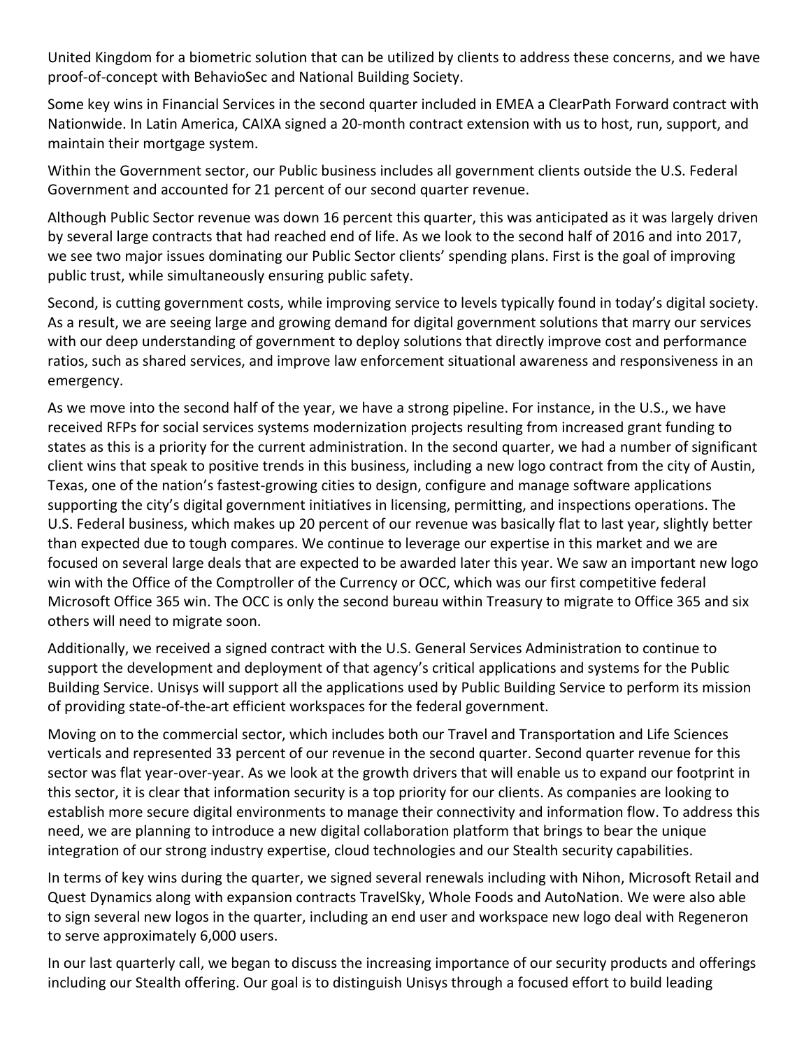United Kingdom for a biometric solution that can be utilized by clients to address these concerns, and we have proof-of-concept with BehavioSec and National Building Society.

Some key wins in Financial Services in the second quarter included in EMEA a ClearPath Forward contract with Nationwide. In Latin America, CAIXA signed a 20-month contract extension with us to host, run, support, and maintain their mortgage system.

Within the Government sector, our Public business includes all government clients outside the U.S. Federal Government and accounted for 21 percent of our second quarter revenue.

Although Public Sector revenue was down 16 percent this quarter, this was anticipated as it was largely driven by several large contracts that had reached end of life. As we look to the second half of 2016 and into 2017, we see two major issues dominating our Public Sector clients' spending plans. First is the goal of improving public trust, while simultaneously ensuring public safety.

Second, is cutting government costs, while improving service to levels typically found in today's digital society. As a result, we are seeing large and growing demand for digital government solutions that marry our services with our deep understanding of government to deploy solutions that directly improve cost and performance ratios, such as shared services, and improve law enforcement situational awareness and responsiveness in an emergency.

As we move into the second half of the year, we have a strong pipeline. For instance, in the U.S., we have received RFPs for social services systems modernization projects resulting from increased grant funding to states as this is a priority for the current administration. In the second quarter, we had a number of significant client wins that speak to positive trends in this business, including a new logo contract from the city of Austin, Texas, one of the nation's fastest-growing cities to design, configure and manage software applications supporting the city's digital government initiatives in licensing, permitting, and inspections operations. The U.S. Federal business, which makes up 20 percent of our revenue was basically flat to last year, slightly better than expected due to tough compares. We continue to leverage our expertise in this market and we are focused on several large deals that are expected to be awarded later this year. We saw an important new logo win with the Office of the Comptroller of the Currency or OCC, which was our first competitive federal Microsoft Office 365 win. The OCC is only the second bureau within Treasury to migrate to Office 365 and six others will need to migrate soon.

Additionally, we received a signed contract with the U.S. General Services Administration to continue to support the development and deployment of that agency's critical applications and systems for the Public Building Service. Unisys will support all the applications used by Public Building Service to perform its mission of providing state-of-the-art efficient workspaces for the federal government.

Moving on to the commercial sector, which includes both our Travel and Transportation and Life Sciences verticals and represented 33 percent of our revenue in the second quarter. Second quarter revenue for this sector was flat year-over-year. As we look at the growth drivers that will enable us to expand our footprint in this sector, it is clear that information security is a top priority for our clients. As companies are looking to establish more secure digital environments to manage their connectivity and information flow. To address this need, we are planning to introduce a new digital collaboration platform that brings to bear the unique integration of our strong industry expertise, cloud technologies and our Stealth security capabilities.

In terms of key wins during the quarter, we signed several renewals including with Nihon, Microsoft Retail and Quest Dynamics along with expansion contracts TravelSky, Whole Foods and AutoNation. We were also able to sign several new logos in the quarter, including an end user and workspace new logo deal with Regeneron to serve approximately 6,000 users.

In our last quarterly call, we began to discuss the increasing importance of our security products and offerings including our Stealth offering. Our goal is to distinguish Unisys through a focused effort to build leading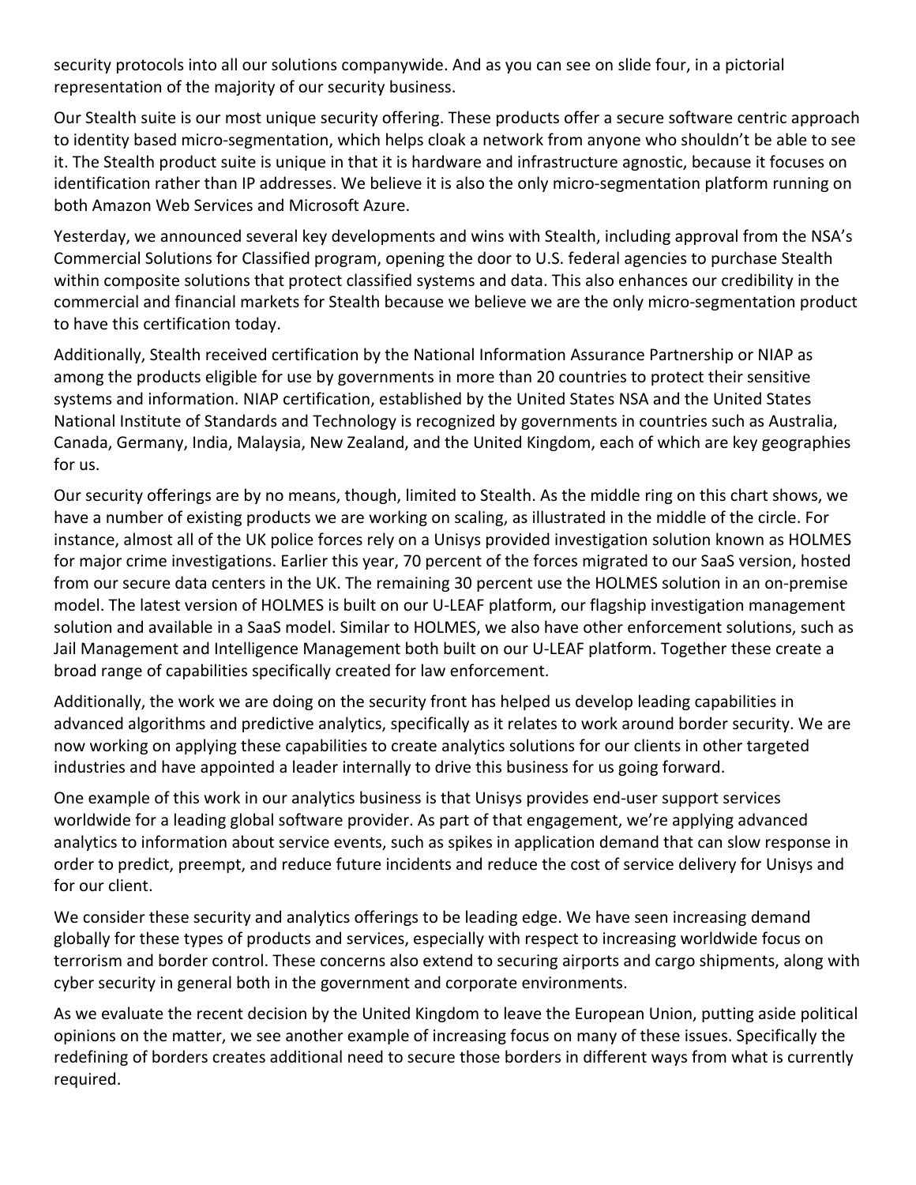security protocols into all our solutions companywide. And as you can see on slide four, in a pictorial representation of the majority of our security business.

Our Stealth suite is our most unique security offering. These products offer a secure software centric approach to identity based micro-segmentation, which helps cloak a network from anyone who shouldn't be able to see it. The Stealth product suite is unique in that it is hardware and infrastructure agnostic, because it focuses on identification rather than IP addresses. We believe it is also the only micro-segmentation platform running on both Amazon Web Services and Microsoft Azure.

Yesterday, we announced several key developments and wins with Stealth, including approval from the NSA's Commercial Solutions for Classified program, opening the door to U.S. federal agencies to purchase Stealth within composite solutions that protect classified systems and data. This also enhances our credibility in the commercial and financial markets for Stealth because we believe we are the only micro-segmentation product to have this certification today.

Additionally, Stealth received certification by the National Information Assurance Partnership or NIAP as among the products eligible for use by governments in more than 20 countries to protect their sensitive systems and information. NIAP certification, established by the United States NSA and the United States National Institute of Standards and Technology is recognized by governments in countries such as Australia, Canada, Germany, India, Malaysia, New Zealand, and the United Kingdom, each of which are key geographies for us.

Our security offerings are by no means, though, limited to Stealth. As the middle ring on this chart shows, we have a number of existing products we are working on scaling, as illustrated in the middle of the circle. For instance, almost all of the UK police forces rely on a Unisys provided investigation solution known as HOLMES for major crime investigations. Earlier this year, 70 percent of the forces migrated to our SaaS version, hosted from our secure data centers in the UK. The remaining 30 percent use the HOLMES solution in an on-premise model. The latest version of HOLMES is built on our U-LEAF platform, our flagship investigation management solution and available in a SaaS model. Similar to HOLMES, we also have other enforcement solutions, such as Jail Management and Intelligence Management both built on our U-LEAF platform. Together these create a broad range of capabilities specifically created for law enforcement.

Additionally, the work we are doing on the security front has helped us develop leading capabilities in advanced algorithms and predictive analytics, specifically as it relates to work around border security. We are now working on applying these capabilities to create analytics solutions for our clients in other targeted industries and have appointed a leader internally to drive this business for us going forward.

One example of this work in our analytics business is that Unisys provides end-user support services worldwide for a leading global software provider. As part of that engagement, we're applying advanced analytics to information about service events, such as spikes in application demand that can slow response in order to predict, preempt, and reduce future incidents and reduce the cost of service delivery for Unisys and for our client.

We consider these security and analytics offerings to be leading edge. We have seen increasing demand globally for these types of products and services, especially with respect to increasing worldwide focus on terrorism and border control. These concerns also extend to securing airports and cargo shipments, along with cyber security in general both in the government and corporate environments.

As we evaluate the recent decision by the United Kingdom to leave the European Union, putting aside political opinions on the matter, we see another example of increasing focus on many of these issues. Specifically the redefining of borders creates additional need to secure those borders in different ways from what is currently required.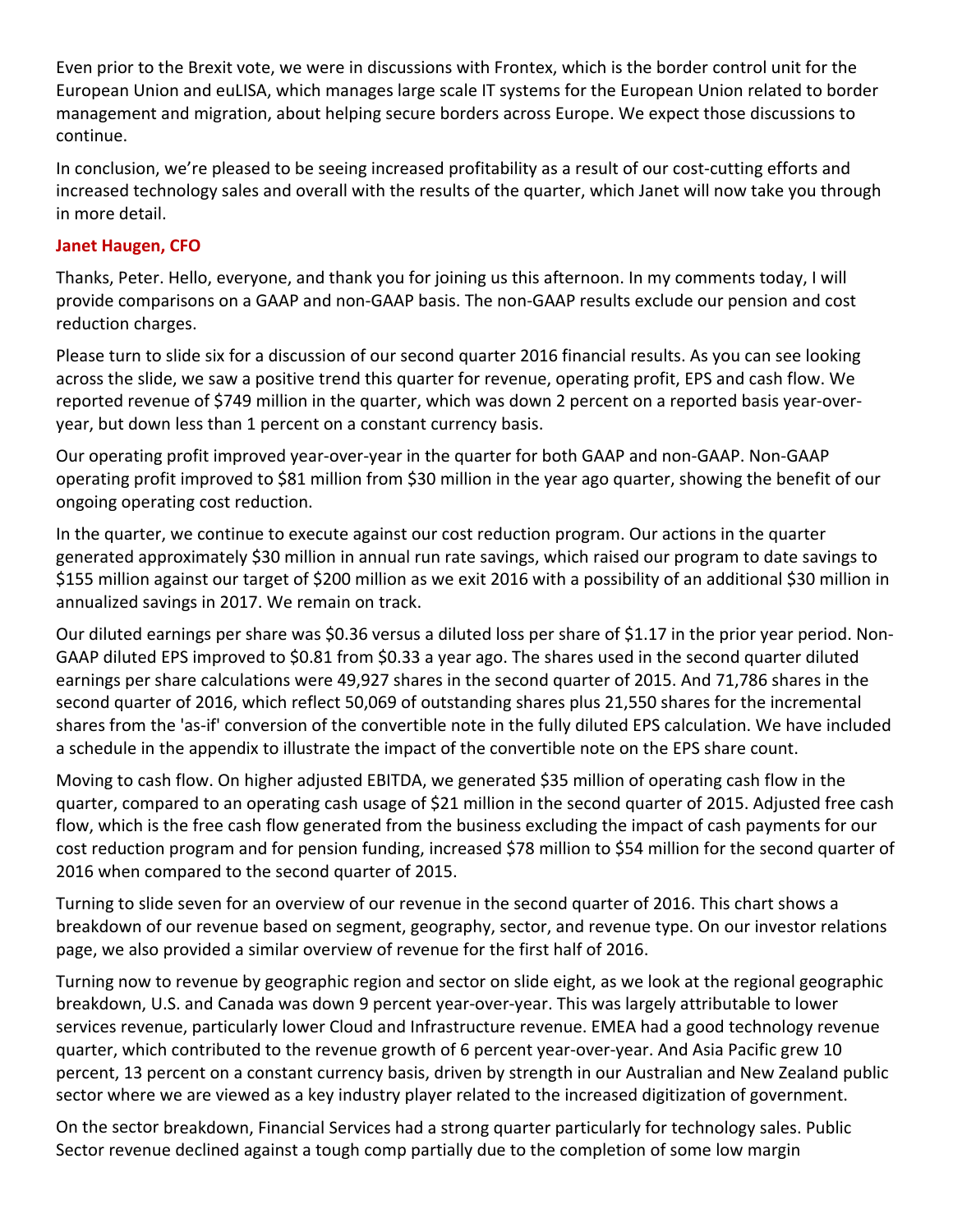Even prior to the Brexit vote, we were in discussions with Frontex, which is the border control unit for the European Union and euLISA, which manages large scale IT systems for the European Union related to border management and migration, about helping secure borders across Europe. We expect those discussions to continue.

In conclusion, we're pleased to be seeing increased profitability as a result of our cost-cutting efforts and increased technology sales and overall with the results of the quarter, which Janet will now take you through in more detail.

**Janet Haugen, CFO**

Thanks, Peter. Hello, everyone, and thank you for joining us this afternoon. In my comments today, I will provide comparisons on a GAAP and non-GAAP basis. The non-GAAP results exclude our pension and cost reduction charges.

Please turn to slide six for a discussion of our second quarter 2016 financial results. As you can see looking across the slide, we saw a positive trend this quarter for revenue, operating profit, EPS and cash flow. We reported revenue of $749 million in the quarter, which was down 2 percent on a reported basis year-over-year, but down less than 1 percent on a constant currency basis.

Our operating profit improved year-over-year in the quarter for both GAAP and non-GAAP. Non-GAAP operating profit improved to $81 million from $30 million in the year ago quarter, showing the benefit of our ongoing operating cost reduction.

In the quarter, we continue to execute against our cost reduction program. Our actions in the quarter generated approximately $30 million in annual run rate savings, which raised our program to date savings to $155 million against our target of $200 million as we exit 2016 with a possibility of an additional $30 million in annualized savings in 2017. We remain on track.

Our diluted earnings per share was $0.36 versus a diluted loss per share of $1.17 in the prior year period. Non-GAAP diluted EPS improved to $0.81 from $0.33 a year ago. The shares used in the second quarter diluted earnings per share calculations were 49,927 shares in the second quarter of 2015. And 71,786 shares in the second quarter of 2016, which reflect 50,069 of outstanding shares plus 21,550 shares for the incremental shares from the 'as-if' conversion of the convertible note in the fully diluted EPS calculation. We have included a schedule in the appendix to illustrate the impact of the convertible note on the EPS share count.

Moving to cash flow. On higher adjusted EBITDA, we generated $35 million of operating cash flow in the quarter, compared to an operating cash usage of $21 million in the second quarter of 2015. Adjusted free cash flow, which is the free cash flow generated from the business excluding the impact of cash payments for our cost reduction program and for pension funding, increased $78 million to $54 million for the second quarter of 2016 when compared to the second quarter of 2015.

Turning to slide seven for an overview of our revenue in the second quarter of 2016. This chart shows a breakdown of our revenue based on segment, geography, sector, and revenue type. On our investor relations page, we also provided a similar overview of revenue for the first half of 2016.

Turning now to revenue by geographic region and sector on slide eight, as we look at the regional geographic breakdown, U.S. and Canada was down 9 percent year-over-year. This was largely attributable to lower services revenue, particularly lower Cloud and Infrastructure revenue. EMEA had a good technology revenue quarter, which contributed to the revenue growth of 6 percent year-over-year. And Asia Pacific grew 10 percent, 13 percent on a constant currency basis, driven by strength in our Australian and New Zealand public sector where we are viewed as a key industry player related to the increased digitization of government.

On the sector breakdown, Financial Services had a strong quarter particularly for technology sales. Public Sector revenue declined against a tough comp partially due to the completion of some low margin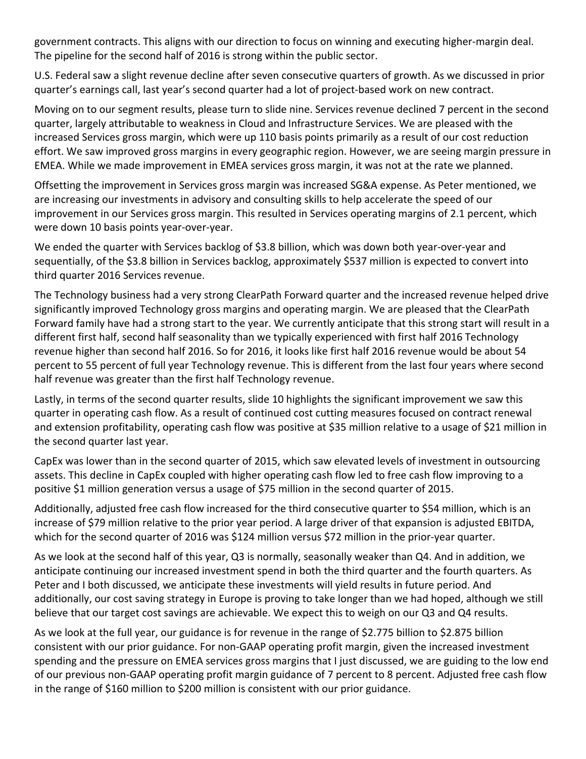government contracts. This aligns with our direction to focus on winning and executing higher-margin deal. The pipeline for the second half of 2016 is strong within the public sector.

U.S. Federal saw a slight revenue decline after seven consecutive quarters of growth. As we discussed in prior quarter's earnings call, last year's second quarter had a lot of project-based work on new contract.

Moving on to our segment results, please turn to slide nine. Services revenue declined 7 percent in the second quarter, largely attributable to weakness in Cloud and Infrastructure Services. We are pleased with the increased Services gross margin, which were up 110 basis points primarily as a result of our cost reduction effort. We saw improved gross margins in every geographic region. However, we are seeing margin pressure in EMEA. While we made improvement in EMEA services gross margin, it was not at the rate we planned.

Offsetting the improvement in Services gross margin was increased SG&A expense. As Peter mentioned, we are increasing our investments in advisory and consulting skills to help accelerate the speed of our improvement in our Services gross margin. This resulted in Services operating margins of 2.1 percent, which were down 10 basis points year-over-year.

We ended the quarter with Services backlog of $3.8 billion, which was down both year-over-year and sequentially, of the $3.8 billion in Services backlog, approximately $537 million is expected to convert into third quarter 2016 Services revenue.

The Technology business had a very strong ClearPath Forward quarter and the increased revenue helped drive significantly improved Technology gross margins and operating margin. We are pleased that the ClearPath Forward family have had a strong start to the year. We currently anticipate that this strong start will result in a different first half, second half seasonality than we typically experienced with first half 2016 Technology revenue higher than second half 2016. So for 2016, it looks like first half 2016 revenue would be about 54 percent to 55 percent of full year Technology revenue. This is different from the last four years where second half revenue was greater than the first half Technology revenue.

Lastly, in terms of the second quarter results, slide 10 highlights the significant improvement we saw this quarter in operating cash flow. As a result of continued cost cutting measures focused on contract renewal and extension profitability, operating cash flow was positive at $35 million relative to a usage of $21 million in the second quarter last year.

CapEx was lower than in the second quarter of 2015, which saw elevated levels of investment in outsourcing assets. This decline in CapEx coupled with higher operating cash flow led to free cash flow improving to a positive $1 million generation versus a usage of $75 million in the second quarter of 2015.

Additionally, adjusted free cash flow increased for the third consecutive quarter to $54 million, which is an increase of $79 million relative to the prior year period. A large driver of that expansion is adjusted EBITDA, which for the second quarter of 2016 was $124 million versus $72 million in the prior-year quarter.

As we look at the second half of this year, Q3 is normally, seasonally weaker than Q4. And in addition, we anticipate continuing our increased investment spend in both the third quarter and the fourth quarters. As Peter and I both discussed, we anticipate these investments will yield results in future period. And additionally, our cost saving strategy in Europe is proving to take longer than we had hoped, although we still believe that our target cost savings are achievable. We expect this to weigh on our Q3 and Q4 results.

As we look at the full year, our guidance is for revenue in the range of $2.775 billion to $2.875 billion consistent with our prior guidance. For non-GAAP operating profit margin, given the increased investment spending and the pressure on EMEA services gross margins that I just discussed, we are guiding to the low end of our previous non-GAAP operating profit margin guidance of 7 percent to 8 percent. Adjusted free cash flow in the range of $160 million to $200 million is consistent with our prior guidance.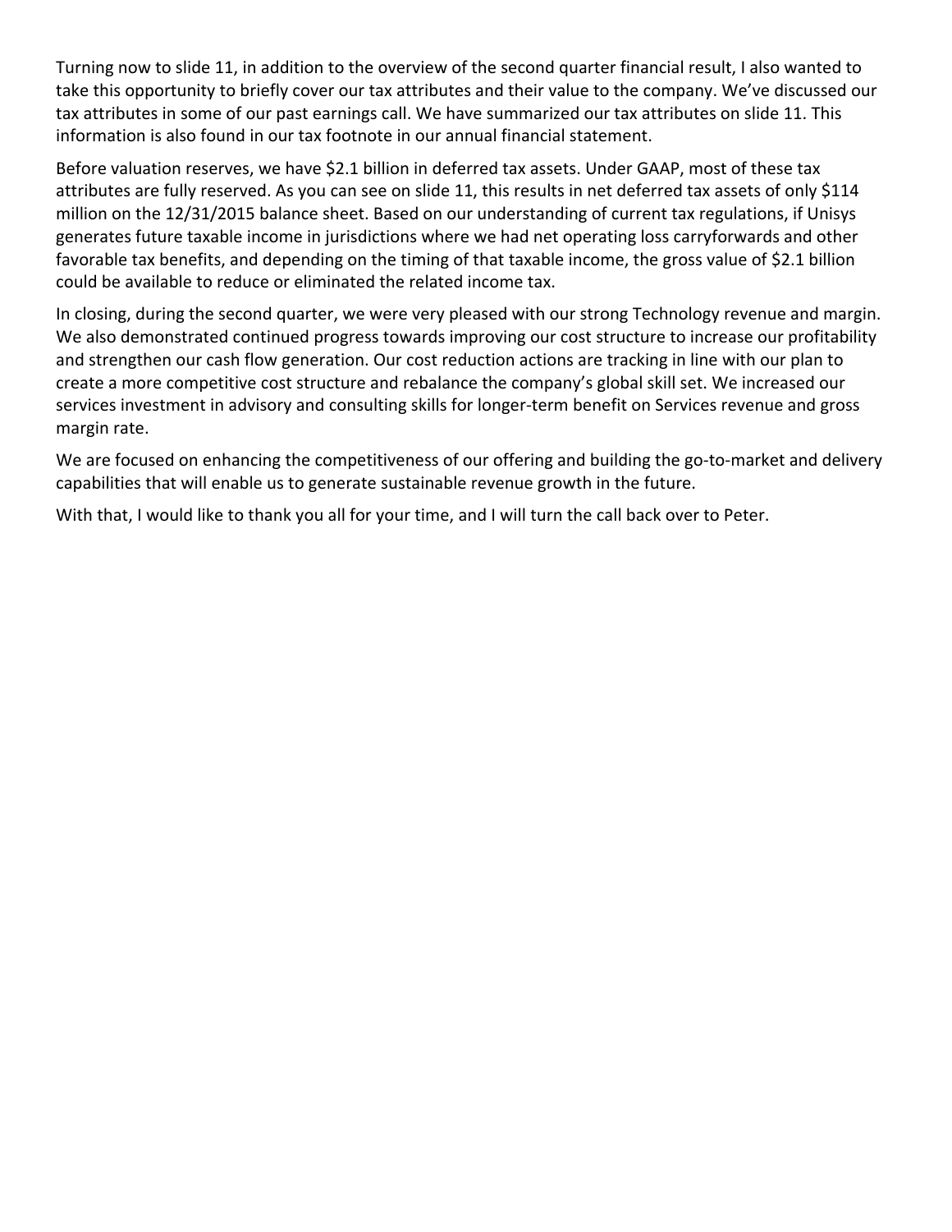Turning now to slide 11, in addition to the overview of the second quarter financial result, I also wanted to take this opportunity to briefly cover our tax attributes and their value to the company. We've discussed our tax attributes in some of our past earnings call. We have summarized our tax attributes on slide 11. This information is also found in our tax footnote in our annual financial statement.

Before valuation reserves, we have $2.1 billion in deferred tax assets. Under GAAP, most of these tax attributes are fully reserved. As you can see on slide 11, this results in net deferred tax assets of only $114 million on the 12/31/2015 balance sheet. Based on our understanding of current tax regulations, if Unisys generates future taxable income in jurisdictions where we had net operating loss carryforwards and other favorable tax benefits, and depending on the timing of that taxable income, the gross value of $2.1 billion could be available to reduce or eliminated the related income tax.

In closing, during the second quarter, we were very pleased with our strong Technology revenue and margin. We also demonstrated continued progress towards improving our cost structure to increase our profitability and strengthen our cash flow generation. Our cost reduction actions are tracking in line with our plan to create a more competitive cost structure and rebalance the company's global skill set. We increased our services investment in advisory and consulting skills for longer-term benefit on Services revenue and gross margin rate.

We are focused on enhancing the competitiveness of our offering and building the go-to-market and delivery capabilities that will enable us to generate sustainable revenue growth in the future.

With that, I would like to thank you all for your time, and I will turn the call back over to Peter.